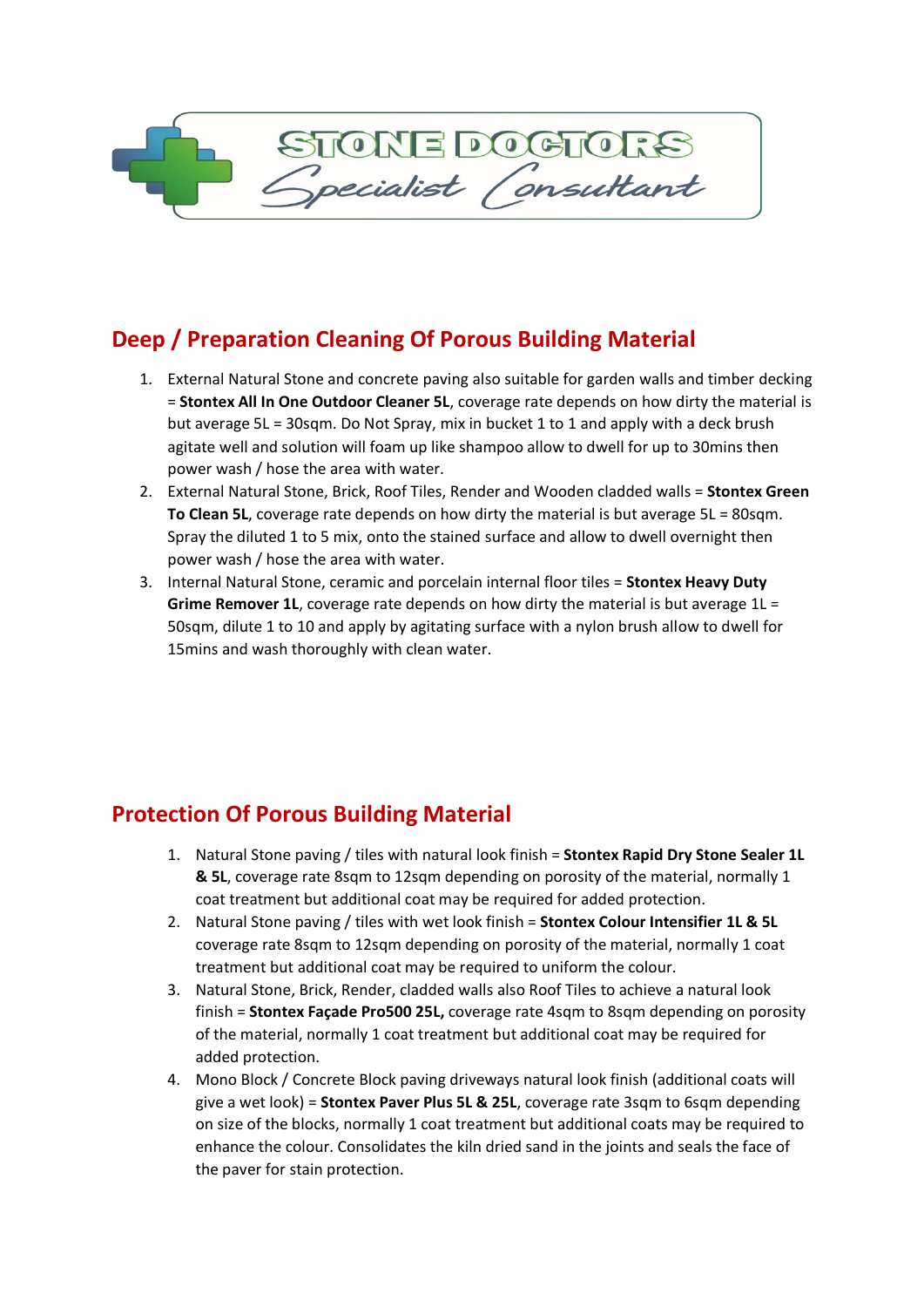STONE DOCTORS

*Specialist Consultant*

## Deep / Preparation Cleaning Of Porous Building Material

1. External Natural Stone and concrete paving also suitable for garden walls and timber decking = **Stontex All In One Outdoor Cleaner 5L**, coverage rate depends on how dirty the material is but average 5L = 30sqm. Do Not Spray, mix in bucket 1 to 1 and apply with a deck brush agitate well and solution will foam up like shampoo allow to dwell for up to 30mins then power wash / hose the area with water.
2. External Natural Stone, Brick, Roof Tiles, Render and Wooden cladded walls = **Stontex Green To Clean 5L**, coverage rate depends on how dirty the material is but average 5L = 80sqm. Spray the diluted 1 to 5 mix, onto the stained surface and allow to dwell overnight then power wash / hose the area with water.
3. Internal Natural Stone, ceramic and porcelain internal floor tiles = **Stontex Heavy Duty Grime Remover 1L**, coverage rate depends on how dirty the material is but average 1L = 50sqm, dilute 1 to 10 and apply by agitating surface with a nylon brush allow to dwell for 15mins and wash thoroughly with clean water.

## Protection Of Porous Building Material

1. Natural Stone paving / tiles with natural look finish = **Stontex Rapid Dry Stone Sealer 1L & 5L**, coverage rate 8sqm to 12sqm depending on porosity of the material, normally 1 coat treatment but additional coat may be required for added protection.
2. Natural Stone paving / tiles with wet look finish = **Stontex Colour Intensifier 1L & 5L** coverage rate 8sqm to 12sqm depending on porosity of the material, normally 1 coat treatment but additional coat may be required to uniform the colour.
3. Natural Stone, Brick, Render, cladded walls also Roof Tiles to achieve a natural look finish = **Stontex Façade Pro500 25L,** coverage rate 4sqm to 8sqm depending on porosity of the material, normally 1 coat treatment but additional coat may be required for added protection.
4. Mono Block / Concrete Block paving driveways natural look finish (additional coats will give a wet look) = **Stontex Paver Plus 5L & 25L**, coverage rate 3sqm to 6sqm depending on size of the blocks, normally 1 coat treatment but additional coats may be required to enhance the colour. Consolidates the kiln dried sand in the joints and seals the face of the paver for stain protection.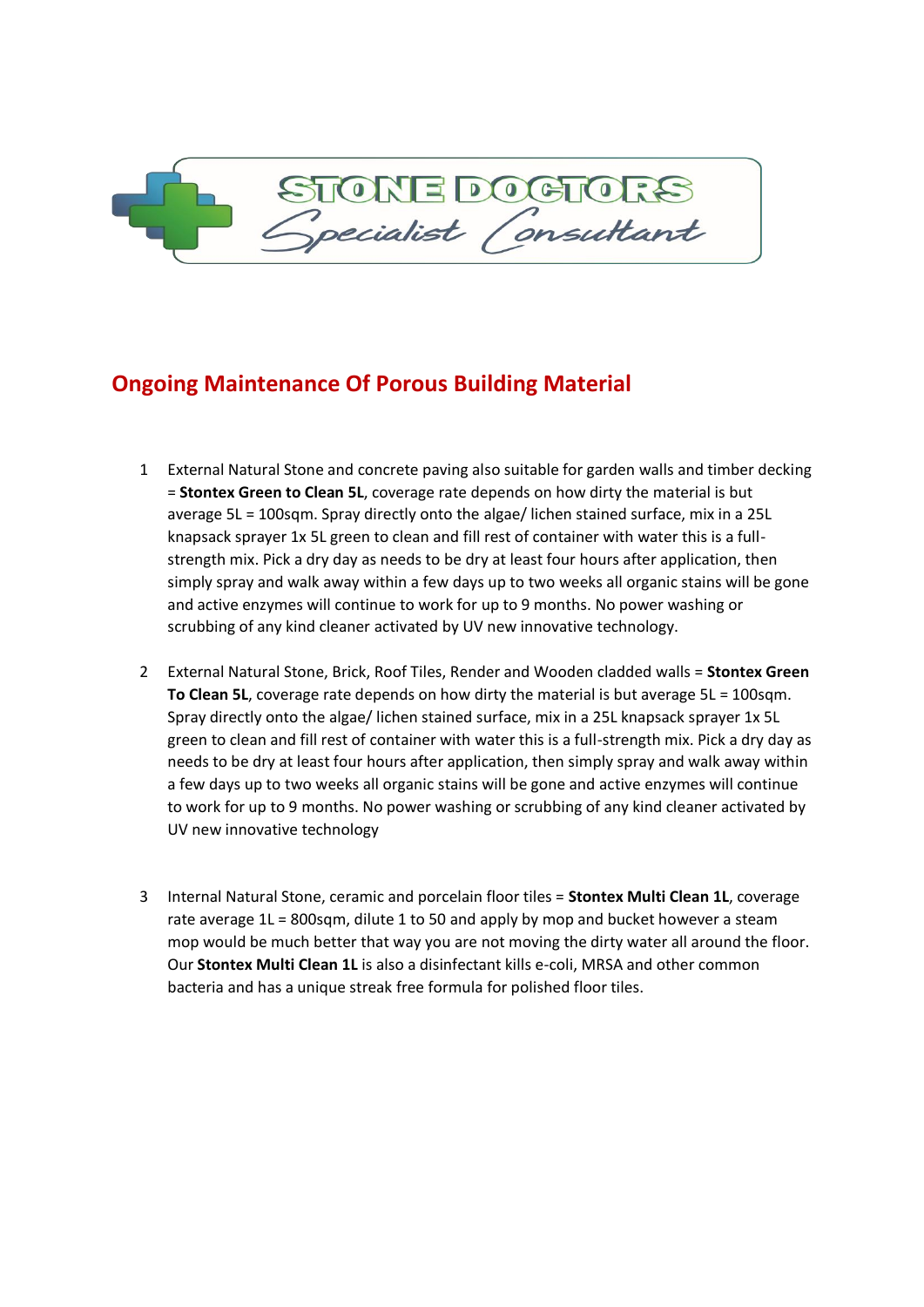STONE DOCTORS
Specialist Consultant

## Ongoing Maintenance Of Porous Building Material

1. External Natural Stone and concrete paving also suitable for garden walls and timber decking = **Stontex Green to Clean 5L**, coverage rate depends on how dirty the material is but average 5L = 100sqm. Spray directly onto the algae/ lichen stained surface, mix in a 25L knapsack sprayer 1x 5L green to clean and fill rest of container with water this is a full-strength mix. Pick a dry day as needs to be dry at least four hours after application, then simply spray and walk away within a few days up to two weeks all organic stains will be gone and active enzymes will continue to work for up to 9 months. No power washing or scrubbing of any kind cleaner activated by UV new innovative technology.

2. External Natural Stone, Brick, Roof Tiles, Render and Wooden cladded walls = **Stontex Green To Clean 5L**, coverage rate depends on how dirty the material is but average 5L = 100sqm. Spray directly onto the algae/ lichen stained surface, mix in a 25L knapsack sprayer 1x 5L green to clean and fill rest of container with water this is a full-strength mix. Pick a dry day as needs to be dry at least four hours after application, then simply spray and walk away within a few days up to two weeks all organic stains will be gone and active enzymes will continue to work for up to 9 months. No power washing or scrubbing of any kind cleaner activated by UV new innovative technology

3. Internal Natural Stone, ceramic and porcelain floor tiles = **Stontex Multi Clean 1L**, coverage rate average 1L = 800sqm, dilute 1 to 50 and apply by mop and bucket however a steam mop would be much better that way you are not moving the dirty water all around the floor. Our **Stontex Multi Clean 1L** is also a disinfectant kills e-coli, MRSA and other common bacteria and has a unique streak free formula for polished floor tiles.